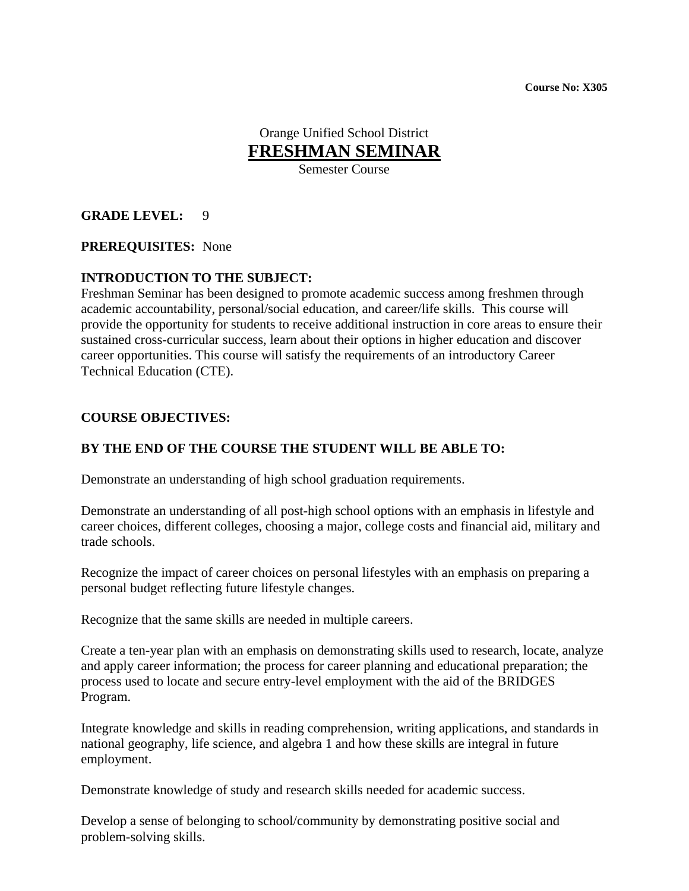**Course No: X305**

Orange Unified School District

# FRESHMAN SEMINAR

Semester Course

**GRADE LEVEL:** 9

**PREREQUISITES:** None

**INTRODUCTION TO THE SUBJECT:**

Freshman Seminar has been designed to promote academic success among freshmen through academic accountability, personal/social education, and career/life skills. This course will provide the opportunity for students to receive additional instruction in core areas to ensure their sustained cross-curricular success, learn about their options in higher education and discover career opportunities. This course will satisfy the requirements of an introductory Career Technical Education (CTE).

**COURSE OBJECTIVES:**

**BY THE END OF THE COURSE THE STUDENT WILL BE ABLE TO:**

Demonstrate an understanding of high school graduation requirements.

Demonstrate an understanding of all post-high school options with an emphasis in lifestyle and career choices, different colleges, choosing a major, college costs and financial aid, military and trade schools.

Recognize the impact of career choices on personal lifestyles with an emphasis on preparing a personal budget reflecting future lifestyle changes.

Recognize that the same skills are needed in multiple careers.

Create a ten-year plan with an emphasis on demonstrating skills used to research, locate, analyze and apply career information; the process for career planning and educational preparation; the process used to locate and secure entry-level employment with the aid of the BRIDGES Program.

Integrate knowledge and skills in reading comprehension, writing applications, and standards in national geography, life science, and algebra 1 and how these skills are integral in future employment.

Demonstrate knowledge of study and research skills needed for academic success.

Develop a sense of belonging to school/community by demonstrating positive social and problem-solving skills.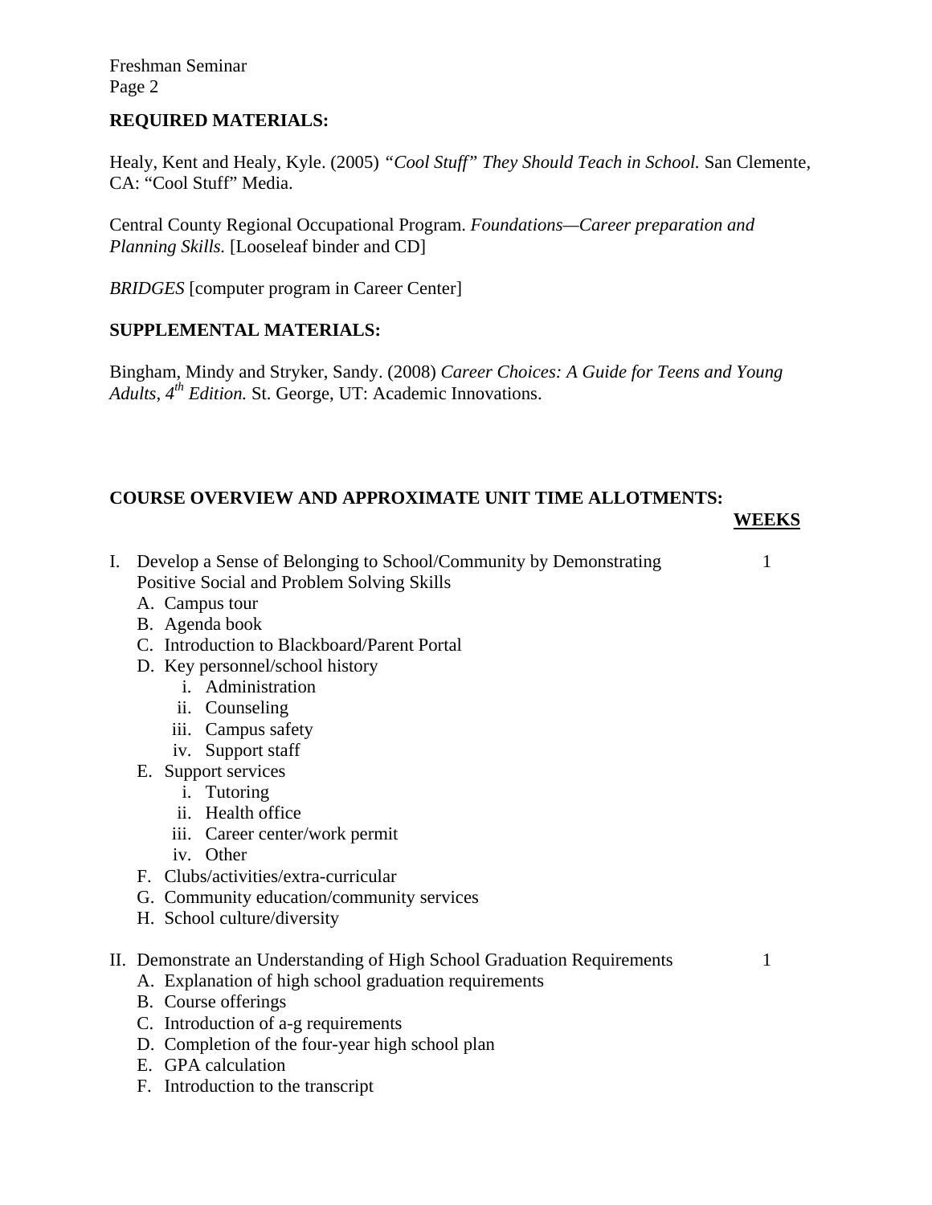**REQUIRED MATERIALS:**

Healy, Kent and Healy, Kyle. (2005) *"Cool Stuff" They Should Teach in School.* San Clemente, CA: "Cool Stuff" Media.

Central County Regional Occupational Program. *Foundations—Career preparation and Planning Skills.* [Looseleaf binder and CD]

*BRIDGES* [computer program in Career Center]

**SUPPLEMENTAL MATERIALS:**

Bingham, Mindy and Stryker, Sandy. (2008) *Career Choices: A Guide for Teens and Young Adults, 4th Edition.* St. George, UT: Academic Innovations.

**COURSE OVERVIEW AND APPROXIMATE UNIT TIME ALLOTMENTS:**

| | **WEEKS** |
|---|---|
| I. Develop a Sense of Belonging to School/Community by Demonstrating Positive Social and Problem Solving Skills | 1 |
| II. Demonstrate an Understanding of High School Graduation Requirements | 1 |

I. Develop a Sense of Belonging to School/Community by Demonstrating Positive Social and Problem Solving Skills — 1
   A. Campus tour
   B. Agenda book
   C. Introduction to Blackboard/Parent Portal
   D. Key personnel/school history
      i. Administration
      ii. Counseling
      iii. Campus safety
      iv. Support staff
   E. Support services
      i. Tutoring
      ii. Health office
      iii. Career center/work permit
      iv. Other
   F. Clubs/activities/extra-curricular
   G. Community education/community services
   H. School culture/diversity

II. Demonstrate an Understanding of High School Graduation Requirements — 1
   A. Explanation of high school graduation requirements
   B. Course offerings
   C. Introduction of a-g requirements
   D. Completion of the four-year high school plan
   E. GPA calculation
   F. Introduction to the transcript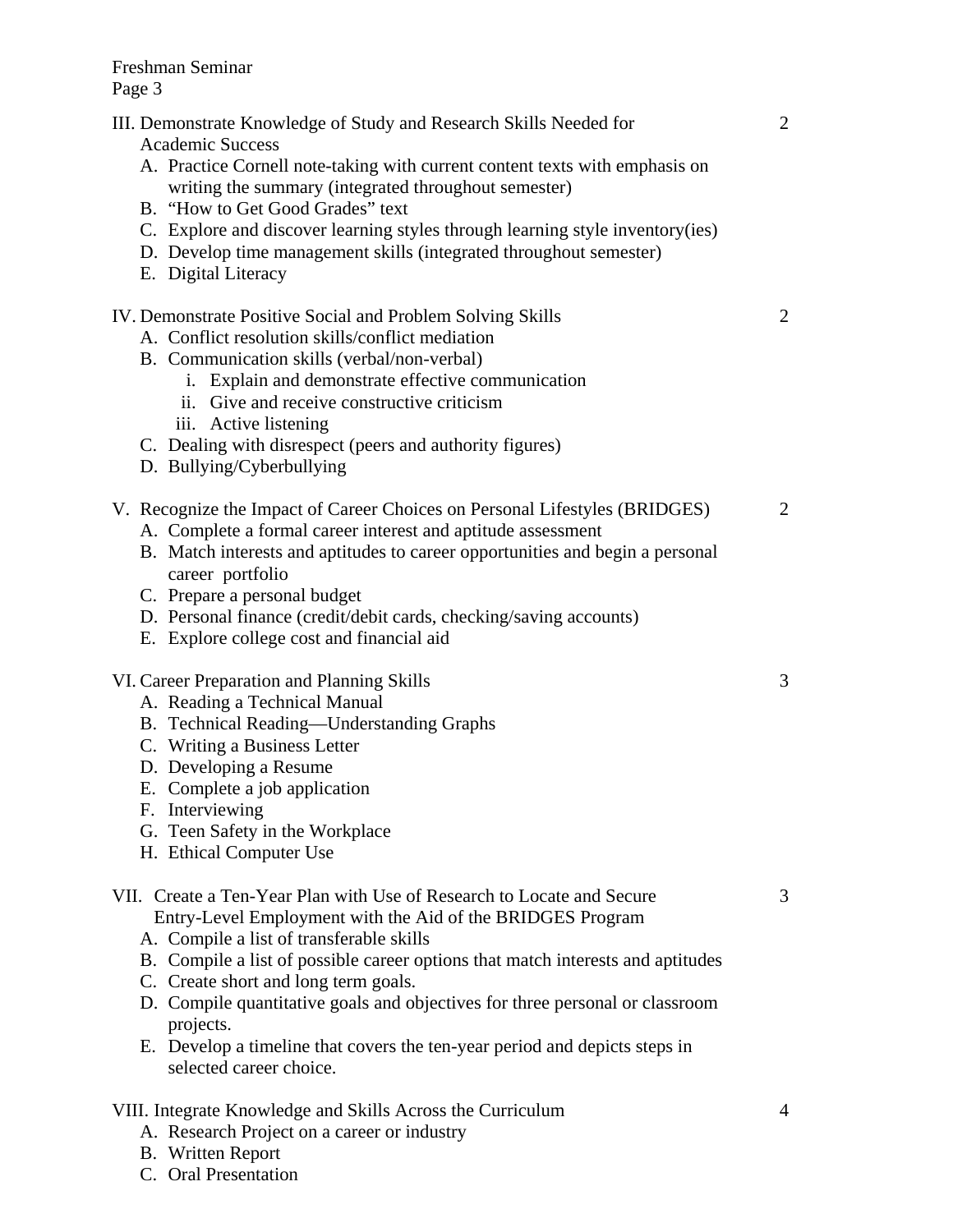| Unit | Weeks |
| --- | --- |
| III. Demonstrate Knowledge of Study and Research Skills Needed for Academic Success | 2 |
| IV. Demonstrate Positive Social and Problem Solving Skills | 2 |
| V. Recognize the Impact of Career Choices on Personal Lifestyles (BRIDGES) | 2 |
| VI. Career Preparation and Planning Skills | 3 |
| VII. Create a Ten-Year Plan with Use of Research to Locate and Secure Entry-Level Employment with the Aid of the BRIDGES Program | 3 |
| VIII. Integrate Knowledge and Skills Across the Curriculum | 4 |

III. Demonstrate Knowledge of Study and Research Skills Needed for Academic Success — 2

A. Practice Cornell note-taking with current content texts with emphasis on writing the summary (integrated throughout semester)
B. "How to Get Good Grades" text
C. Explore and discover learning styles through learning style inventory(ies)
D. Develop time management skills (integrated throughout semester)
E. Digital Literacy

IV. Demonstrate Positive Social and Problem Solving Skills — 2

A. Conflict resolution skills/conflict mediation
B. Communication skills (verbal/non-verbal)
   i. Explain and demonstrate effective communication
   ii. Give and receive constructive criticism
   iii. Active listening
C. Dealing with disrespect (peers and authority figures)
D. Bullying/Cyberbullying

V. Recognize the Impact of Career Choices on Personal Lifestyles (BRIDGES) — 2

A. Complete a formal career interest and aptitude assessment
B. Match interests and aptitudes to career opportunities and begin a personal career portfolio
C. Prepare a personal budget
D. Personal finance (credit/debit cards, checking/saving accounts)
E. Explore college cost and financial aid

VI. Career Preparation and Planning Skills — 3

A. Reading a Technical Manual
B. Technical Reading—Understanding Graphs
C. Writing a Business Letter
D. Developing a Resume
E. Complete a job application
F. Interviewing
G. Teen Safety in the Workplace
H. Ethical Computer Use

VII. Create a Ten-Year Plan with Use of Research to Locate and Secure Entry-Level Employment with the Aid of the BRIDGES Program — 3

A. Compile a list of transferable skills
B. Compile a list of possible career options that match interests and aptitudes
C. Create short and long term goals.
D. Compile quantitative goals and objectives for three personal or classroom projects.
E. Develop a timeline that covers the ten-year period and depicts steps in selected career choice.

VIII. Integrate Knowledge and Skills Across the Curriculum — 4

A. Research Project on a career or industry
B. Written Report
C. Oral Presentation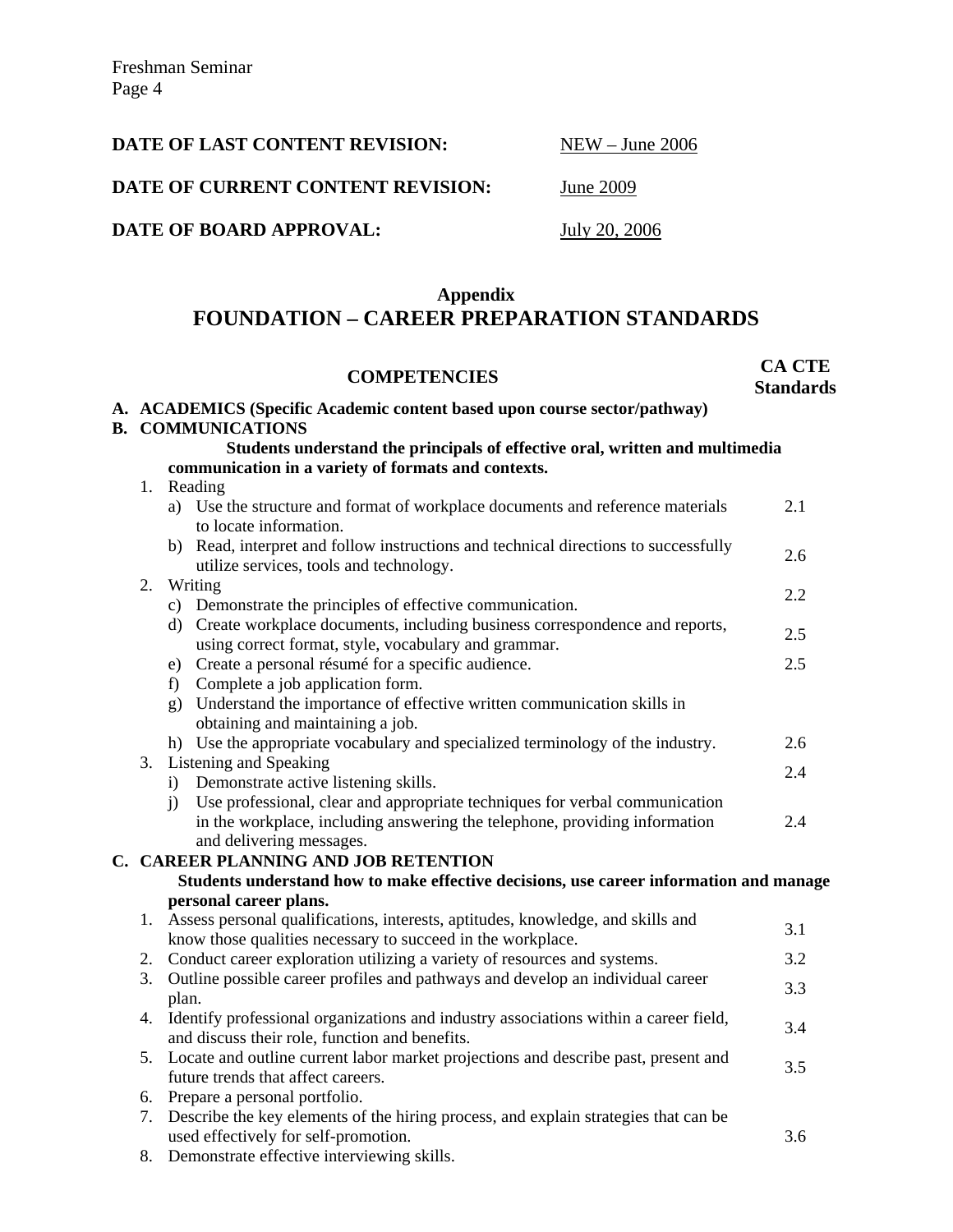**DATE OF LAST CONTENT REVISION:** NEW – June 2006

**DATE OF CURRENT CONTENT REVISION:** June 2009

**DATE OF BOARD APPROVAL:** July 20, 2006

## Appendix

# FOUNDATION – CAREER PREPARATION STANDARDS

| COMPETENCIES | CA CTE Standards |
|---|---|
| **A. ACADEMICS (Specific Academic content based upon course sector/pathway)** | |
| **B. COMMUNICATIONS** | |
| **Students understand the principals of effective oral, written and multimedia communication in a variety of formats and contexts.** | |
| 1. Reading | |
| a) Use the structure and format of workplace documents and reference materials to locate information. | 2.1 |
| b) Read, interpret and follow instructions and technical directions to successfully utilize services, tools and technology. | 2.6 |
| 2. Writing | |
| c) Demonstrate the principles of effective communication. | 2.2 |
| d) Create workplace documents, including business correspondence and reports, using correct format, style, vocabulary and grammar. | 2.5 |
| e) Create a personal résumé for a specific audience. | 2.5 |
| f) Complete a job application form. | |
| g) Understand the importance of effective written communication skills in obtaining and maintaining a job. | |
| h) Use the appropriate vocabulary and specialized terminology of the industry. | 2.6 |
| 3. Listening and Speaking | |
| i) Demonstrate active listening skills. | 2.4 |
| j) Use professional, clear and appropriate techniques for verbal communication in the workplace, including answering the telephone, providing information and delivering messages. | 2.4 |
| **C. CAREER PLANNING AND JOB RETENTION** | |
| **Students understand how to make effective decisions, use career information and manage personal career plans.** | |
| 1. Assess personal qualifications, interests, aptitudes, knowledge, and skills and know those qualities necessary to succeed in the workplace. | 3.1 |
| 2. Conduct career exploration utilizing a variety of resources and systems. | 3.2 |
| 3. Outline possible career profiles and pathways and develop an individual career plan. | 3.3 |
| 4. Identify professional organizations and industry associations within a career field, and discuss their role, function and benefits. | 3.4 |
| 5. Locate and outline current labor market projections and describe past, present and future trends that affect careers. | 3.5 |
| 6. Prepare a personal portfolio. | |
| 7. Describe the key elements of the hiring process, and explain strategies that can be used effectively for self-promotion. | 3.6 |
| 8. Demonstrate effective interviewing skills. | |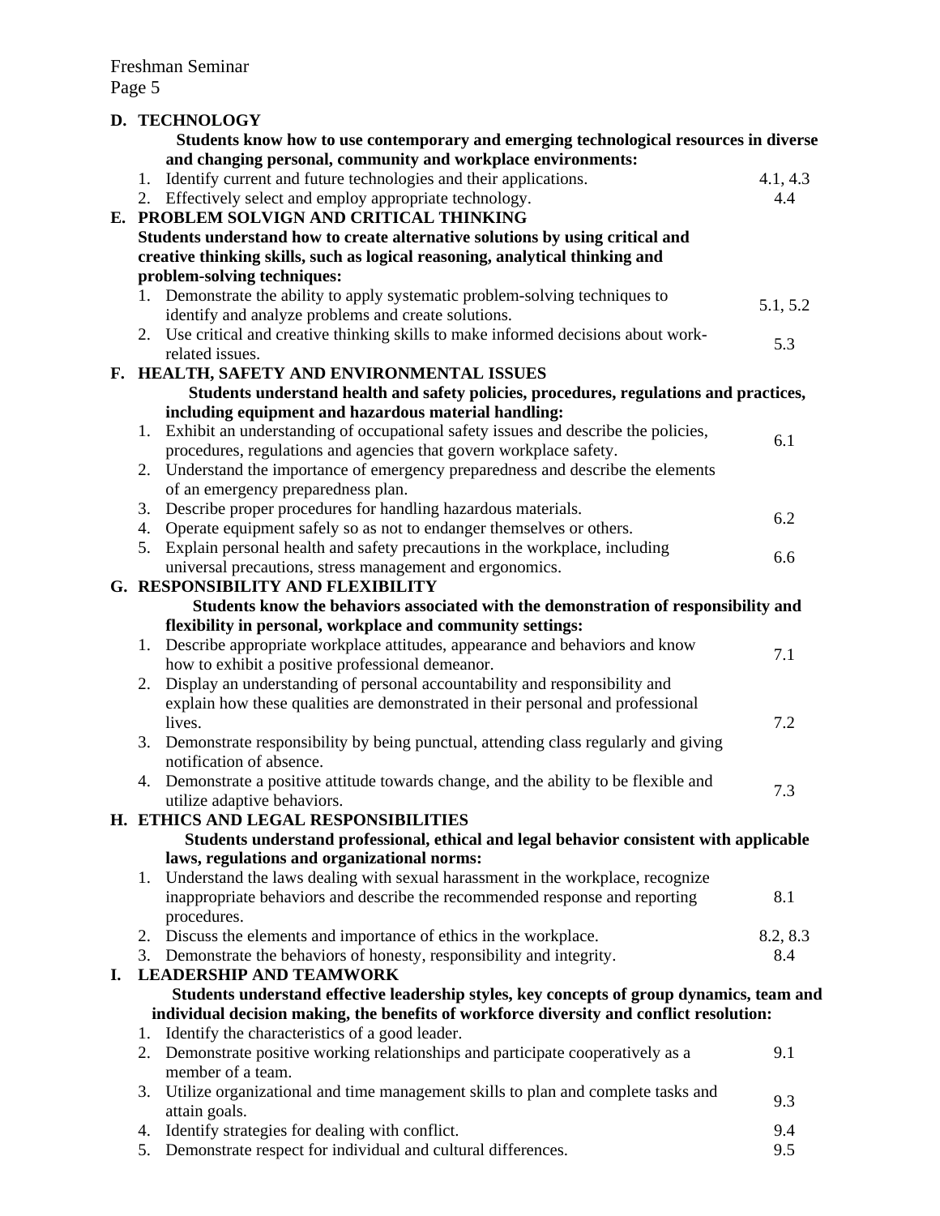**D. TECHNOLOGY**

**Students know how to use contemporary and emerging technological resources in diverse and changing personal, community and workplace environments:**

| | |
|---|---|
| 1. Identify current and future technologies and their applications. | 4.1, 4.3 |
| 2. Effectively select and employ appropriate technology. | 4.4 |

**E. PROBLEM SOLVIGN AND CRITICAL THINKING**

**Students understand how to create alternative solutions by using critical and creative thinking skills, such as logical reasoning, analytical thinking and problem-solving techniques:**

| | |
|---|---|
| 1. Demonstrate the ability to apply systematic problem-solving techniques to identify and analyze problems and create solutions. | 5.1, 5.2 |
| 2. Use critical and creative thinking skills to make informed decisions about work-related issues. | 5.3 |

**F. HEALTH, SAFETY AND ENVIRONMENTAL ISSUES**

**Students understand health and safety policies, procedures, regulations and practices, including equipment and hazardous material handling:**

| | |
|---|---|
| 1. Exhibit an understanding of occupational safety issues and describe the policies, procedures, regulations and agencies that govern workplace safety. | 6.1 |
| 2. Understand the importance of emergency preparedness and describe the elements of an emergency preparedness plan. | |
| 3. Describe proper procedures for handling hazardous materials. | 6.2 |
| 4. Operate equipment safely so as not to endanger themselves or others. | |
| 5. Explain personal health and safety precautions in the workplace, including universal precautions, stress management and ergonomics. | 6.6 |

**G. RESPONSIBILITY AND FLEXIBILITY**

**Students know the behaviors associated with the demonstration of responsibility and flexibility in personal, workplace and community settings:**

| | |
|---|---|
| 1. Describe appropriate workplace attitudes, appearance and behaviors and know how to exhibit a positive professional demeanor. | 7.1 |
| 2. Display an understanding of personal accountability and responsibility and explain how these qualities are demonstrated in their personal and professional lives. | 7.2 |
| 3. Demonstrate responsibility by being punctual, attending class regularly and giving notification of absence. | |
| 4. Demonstrate a positive attitude towards change, and the ability to be flexible and utilize adaptive behaviors. | 7.3 |

**H. ETHICS AND LEGAL RESPONSIBILITIES**

**Students understand professional, ethical and legal behavior consistent with applicable laws, regulations and organizational norms:**

| | |
|---|---|
| 1. Understand the laws dealing with sexual harassment in the workplace, recognize inappropriate behaviors and describe the recommended response and reporting procedures. | 8.1 |
| 2. Discuss the elements and importance of ethics in the workplace. | 8.2, 8.3 |
| 3. Demonstrate the behaviors of honesty, responsibility and integrity. | 8.4 |

**I. LEADERSHIP AND TEAMWORK**

**Students understand effective leadership styles, key concepts of group dynamics, team and individual decision making, the benefits of workforce diversity and conflict resolution:**

| | |
|---|---|
| 1. Identify the characteristics of a good leader. | |
| 2. Demonstrate positive working relationships and participate cooperatively as a member of a team. | 9.1 |
| 3. Utilize organizational and time management skills to plan and complete tasks and attain goals. | 9.3 |
| 4. Identify strategies for dealing with conflict. | 9.4 |
| 5. Demonstrate respect for individual and cultural differences. | 9.5 |